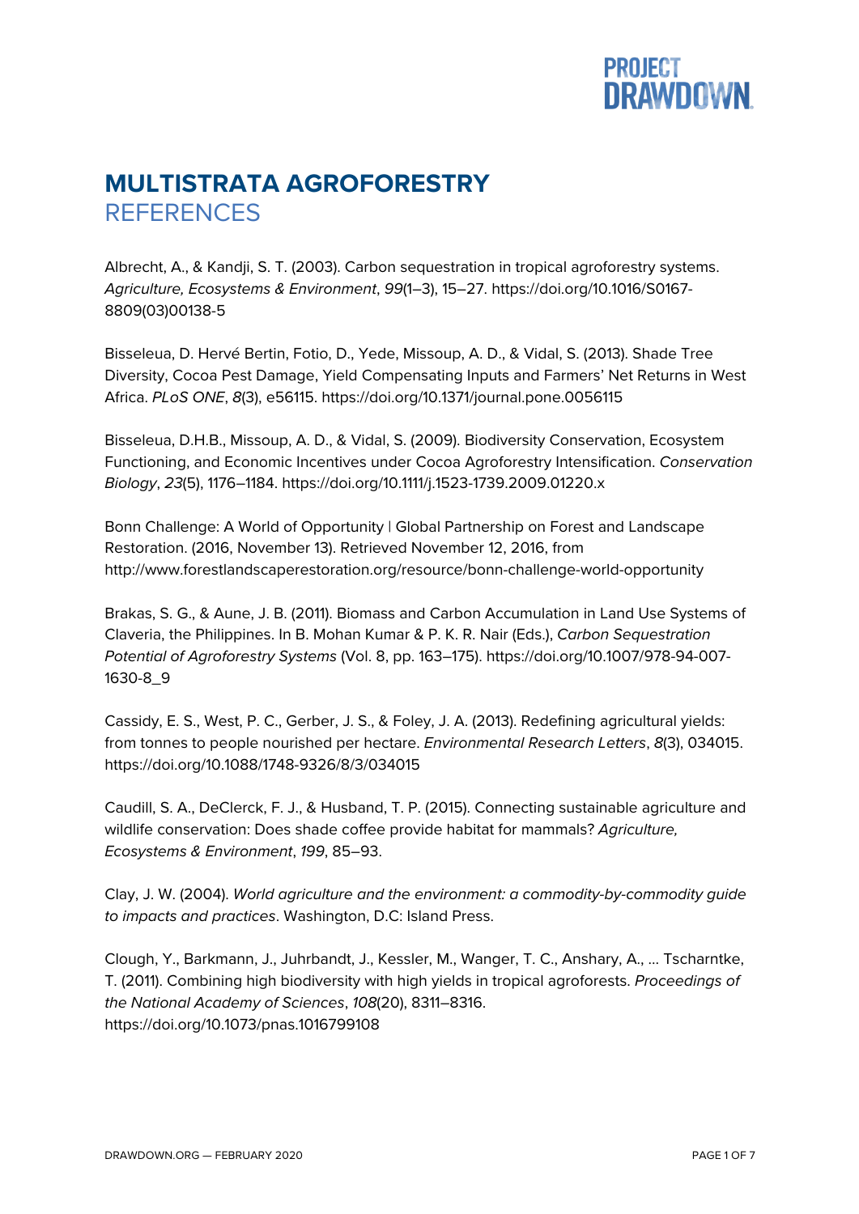# MULTISTRATA AGROFORESTRY

## REFERENCES

Albrecht, A., & Kandji, S. T. (2003). Carbon sequestration in tropical agroforestry systems. *Agriculture, Ecosystems & Environment*, *99*(1–3), 15–27. https://doi.org/10.1016/S0167-8809(03)00138-5

Bisseleua, D. Hervé Bertin, Fotio, D., Yede, Missoup, A. D., & Vidal, S. (2013). Shade Tree Diversity, Cocoa Pest Damage, Yield Compensating Inputs and Farmers' Net Returns in West Africa. *PLoS ONE*, *8*(3), e56115. https://doi.org/10.1371/journal.pone.0056115

Bisseleua, D.H.B., Missoup, A. D., & Vidal, S. (2009). Biodiversity Conservation, Ecosystem Functioning, and Economic Incentives under Cocoa Agroforestry Intensification. *Conservation Biology*, *23*(5), 1176–1184. https://doi.org/10.1111/j.1523-1739.2009.01220.x

Bonn Challenge: A World of Opportunity | Global Partnership on Forest and Landscape Restoration. (2016, November 13). Retrieved November 12, 2016, from http://www.forestlandscaperestoration.org/resource/bonn-challenge-world-opportunity

Brakas, S. G., & Aune, J. B. (2011). Biomass and Carbon Accumulation in Land Use Systems of Claveria, the Philippines. In B. Mohan Kumar & P. K. R. Nair (Eds.), *Carbon Sequestration Potential of Agroforestry Systems* (Vol. 8, pp. 163–175). https://doi.org/10.1007/978-94-007-1630-8_9

Cassidy, E. S., West, P. C., Gerber, J. S., & Foley, J. A. (2013). Redefining agricultural yields: from tonnes to people nourished per hectare. *Environmental Research Letters*, *8*(3), 034015. https://doi.org/10.1088/1748-9326/8/3/034015

Caudill, S. A., DeClerck, F. J., & Husband, T. P. (2015). Connecting sustainable agriculture and wildlife conservation: Does shade coffee provide habitat for mammals? *Agriculture, Ecosystems & Environment*, *199*, 85–93.

Clay, J. W. (2004). *World agriculture and the environment: a commodity-by-commodity guide to impacts and practices*. Washington, D.C: Island Press.

Clough, Y., Barkmann, J., Juhrbandt, J., Kessler, M., Wanger, T. C., Anshary, A., … Tscharntke, T. (2011). Combining high biodiversity with high yields in tropical agroforests. *Proceedings of the National Academy of Sciences*, *108*(20), 8311–8316. https://doi.org/10.1073/pnas.1016799108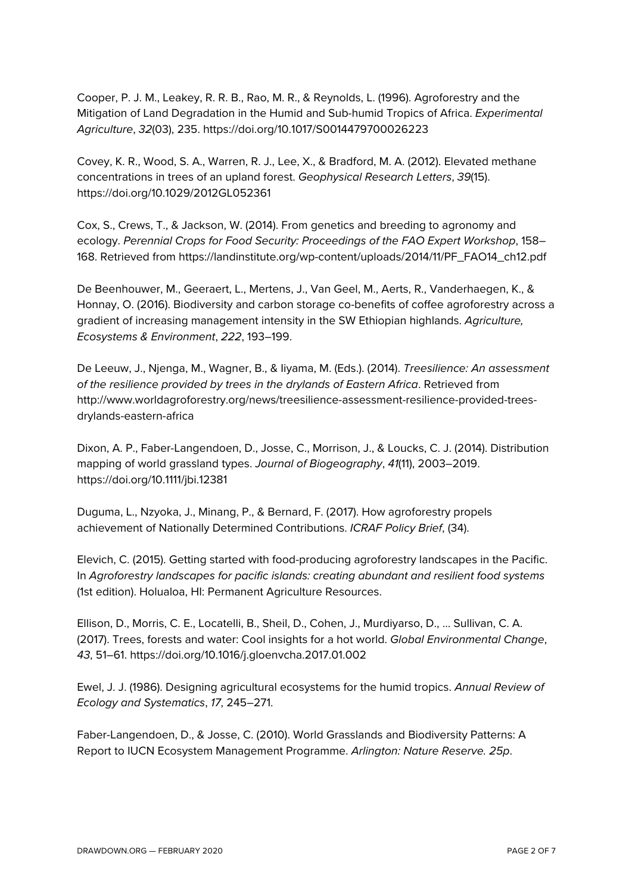Cooper, P. J. M., Leakey, R. R. B., Rao, M. R., & Reynolds, L. (1996). Agroforestry and the Mitigation of Land Degradation in the Humid and Sub-humid Tropics of Africa. *Experimental Agriculture*, *32*(03), 235. https://doi.org/10.1017/S0014479700026223

Covey, K. R., Wood, S. A., Warren, R. J., Lee, X., & Bradford, M. A. (2012). Elevated methane concentrations in trees of an upland forest. *Geophysical Research Letters*, *39*(15). https://doi.org/10.1029/2012GL052361

Cox, S., Crews, T., & Jackson, W. (2014). From genetics and breeding to agronomy and ecology. *Perennial Crops for Food Security: Proceedings of the FAO Expert Workshop*, 158–168. Retrieved from https://landinstitute.org/wp-content/uploads/2014/11/PF_FAO14_ch12.pdf

De Beenhouwer, M., Geeraert, L., Mertens, J., Van Geel, M., Aerts, R., Vanderhaegen, K., & Honnay, O. (2016). Biodiversity and carbon storage co-benefits of coffee agroforestry across a gradient of increasing management intensity in the SW Ethiopian highlands. *Agriculture, Ecosystems & Environment*, *222*, 193–199.

De Leeuw, J., Njenga, M., Wagner, B., & Iiyama, M. (Eds.). (2014). *Treesilience: An assessment of the resilience provided by trees in the drylands of Eastern Africa*. Retrieved from http://www.worldagroforestry.org/news/treesilience-assessment-resilience-provided-trees-drylands-eastern-africa

Dixon, A. P., Faber-Langendoen, D., Josse, C., Morrison, J., & Loucks, C. J. (2014). Distribution mapping of world grassland types. *Journal of Biogeography*, *41*(11), 2003–2019. https://doi.org/10.1111/jbi.12381

Duguma, L., Nzyoka, J., Minang, P., & Bernard, F. (2017). How agroforestry propels achievement of Nationally Determined Contributions. *ICRAF Policy Brief*, (34).

Elevich, C. (2015). Getting started with food-producing agroforestry landscapes in the Pacific. In *Agroforestry landscapes for pacific islands: creating abundant and resilient food systems* (1st edition). Holualoa, HI: Permanent Agriculture Resources.

Ellison, D., Morris, C. E., Locatelli, B., Sheil, D., Cohen, J., Murdiyarso, D., … Sullivan, C. A. (2017). Trees, forests and water: Cool insights for a hot world. *Global Environmental Change*, *43*, 51–61. https://doi.org/10.1016/j.gloenvcha.2017.01.002

Ewel, J. J. (1986). Designing agricultural ecosystems for the humid tropics. *Annual Review of Ecology and Systematics*, *17*, 245–271.

Faber-Langendoen, D., & Josse, C. (2010). World Grasslands and Biodiversity Patterns: A Report to IUCN Ecosystem Management Programme. *Arlington: Nature Reserve. 25p*.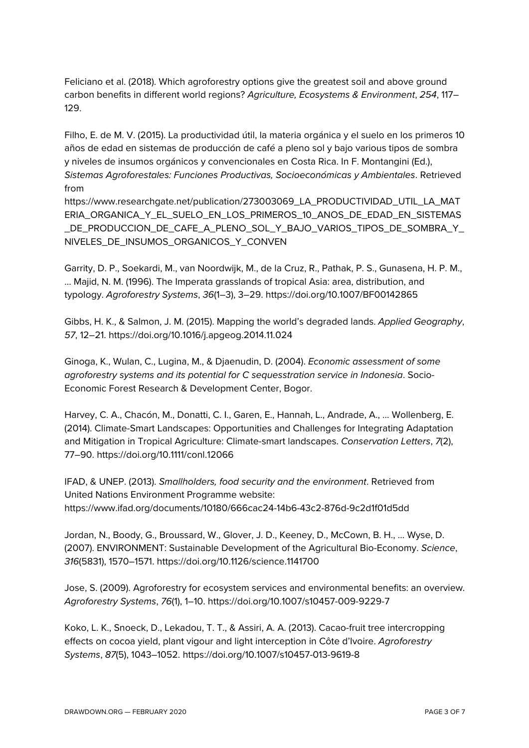Feliciano et al. (2018). Which agroforestry options give the greatest soil and above ground carbon benefits in different world regions? *Agriculture, Ecosystems & Environment*, *254*, 117–129.

Filho, E. de M. V. (2015). La productividad útil, la materia orgánica y el suelo en los primeros 10 años de edad en sistemas de producción de café a pleno sol y bajo various tipos de sombra y niveles de insumos orgánicos y convencionales en Costa Rica. In F. Montangini (Ed.), *Sistemas Agroforestales: Funciones Productivas, Socioeconómicas y Ambientales*. Retrieved from https://www.researchgate.net/publication/273003069_LA_PRODUCTIVIDAD_UTIL_LA_MATERIA_ORGANICA_Y_EL_SUELO_EN_LOS_PRIMEROS_10_ANOS_DE_EDAD_EN_SISTEMAS_DE_PRODUCCION_DE_CAFE_A_PLENO_SOL_Y_BAJO_VARIOS_TIPOS_DE_SOMBRA_Y_NIVELES_DE_INSUMOS_ORGANICOS_Y_CONVEN

Garrity, D. P., Soekardi, M., van Noordwijk, M., de la Cruz, R., Pathak, P. S., Gunasena, H. P. M., … Majid, N. M. (1996). The Imperata grasslands of tropical Asia: area, distribution, and typology. *Agroforestry Systems*, *36*(1–3), 3–29. https://doi.org/10.1007/BF00142865

Gibbs, H. K., & Salmon, J. M. (2015). Mapping the world's degraded lands. *Applied Geography*, *57*, 12–21. https://doi.org/10.1016/j.apgeog.2014.11.024

Ginoga, K., Wulan, C., Lugina, M., & Djaenudin, D. (2004). *Economic assessment of some agroforestry systems and its potential for C sequesstration service in Indonesia*. Socio-Economic Forest Research & Development Center, Bogor.

Harvey, C. A., Chacón, M., Donatti, C. I., Garen, E., Hannah, L., Andrade, A., … Wollenberg, E. (2014). Climate-Smart Landscapes: Opportunities and Challenges for Integrating Adaptation and Mitigation in Tropical Agriculture: Climate-smart landscapes. *Conservation Letters*, *7*(2), 77–90. https://doi.org/10.1111/conl.12066

IFAD, & UNEP. (2013). *Smallholders, food security and the environment*. Retrieved from United Nations Environment Programme website: https://www.ifad.org/documents/10180/666cac24-14b6-43c2-876d-9c2d1f01d5dd

Jordan, N., Boody, G., Broussard, W., Glover, J. D., Keeney, D., McCown, B. H., … Wyse, D. (2007). ENVIRONMENT: Sustainable Development of the Agricultural Bio-Economy. *Science*, *316*(5831), 1570–1571. https://doi.org/10.1126/science.1141700

Jose, S. (2009). Agroforestry for ecosystem services and environmental benefits: an overview. *Agroforestry Systems*, *76*(1), 1–10. https://doi.org/10.1007/s10457-009-9229-7

Koko, L. K., Snoeck, D., Lekadou, T. T., & Assiri, A. A. (2013). Cacao-fruit tree intercropping effects on cocoa yield, plant vigour and light interception in Côte d'Ivoire. *Agroforestry Systems*, *87*(5), 1043–1052. https://doi.org/10.1007/s10457-013-9619-8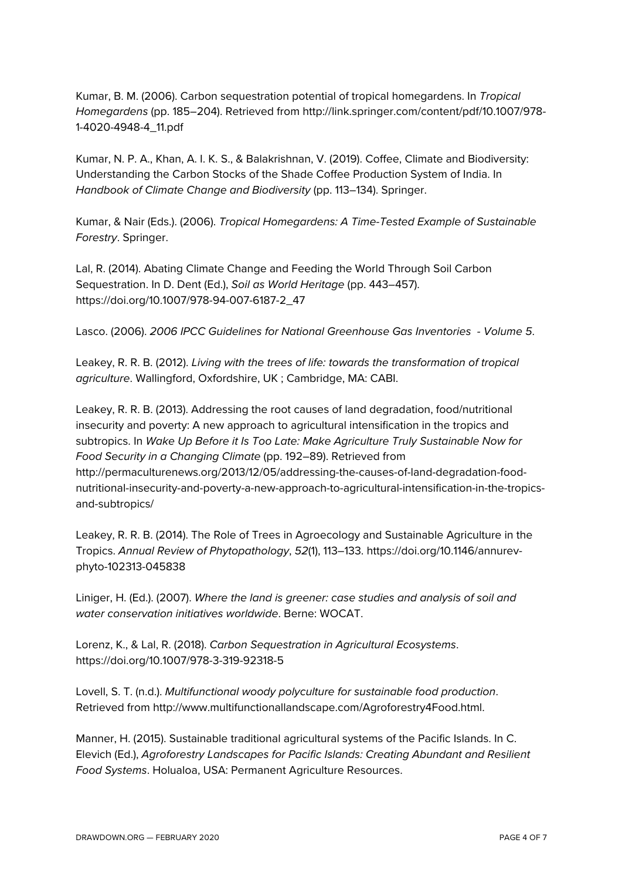Kumar, B. M. (2006). Carbon sequestration potential of tropical homegardens. In *Tropical Homegardens* (pp. 185–204). Retrieved from http://link.springer.com/content/pdf/10.1007/978-1-4020-4948-4_11.pdf

Kumar, N. P. A., Khan, A. I. K. S., & Balakrishnan, V. (2019). Coffee, Climate and Biodiversity: Understanding the Carbon Stocks of the Shade Coffee Production System of India. In *Handbook of Climate Change and Biodiversity* (pp. 113–134). Springer.

Kumar, & Nair (Eds.). (2006). *Tropical Homegardens: A Time-Tested Example of Sustainable Forestry*. Springer.

Lal, R. (2014). Abating Climate Change and Feeding the World Through Soil Carbon Sequestration. In D. Dent (Ed.), *Soil as World Heritage* (pp. 443–457). https://doi.org/10.1007/978-94-007-6187-2_47

Lasco. (2006). *2006 IPCC Guidelines for National Greenhouse Gas Inventories - Volume 5*.

Leakey, R. R. B. (2012). *Living with the trees of life: towards the transformation of tropical agriculture*. Wallingford, Oxfordshire, UK ; Cambridge, MA: CABI.

Leakey, R. R. B. (2013). Addressing the root causes of land degradation, food/nutritional insecurity and poverty: A new approach to agricultural intensification in the tropics and subtropics. In *Wake Up Before it Is Too Late: Make Agriculture Truly Sustainable Now for Food Security in a Changing Climate* (pp. 192–89). Retrieved from http://permaculturenews.org/2013/12/05/addressing-the-causes-of-land-degradation-food-nutritional-insecurity-and-poverty-a-new-approach-to-agricultural-intensification-in-the-tropics-and-subtropics/

Leakey, R. R. B. (2014). The Role of Trees in Agroecology and Sustainable Agriculture in the Tropics. *Annual Review of Phytopathology*, *52*(1), 113–133. https://doi.org/10.1146/annurev-phyto-102313-045838

Liniger, H. (Ed.). (2007). *Where the land is greener: case studies and analysis of soil and water conservation initiatives worldwide*. Berne: WOCAT.

Lorenz, K., & Lal, R. (2018). *Carbon Sequestration in Agricultural Ecosystems*. https://doi.org/10.1007/978-3-319-92318-5

Lovell, S. T. (n.d.). *Multifunctional woody polyculture for sustainable food production*. Retrieved from http://www.multifunctionallandscape.com/Agroforestry4Food.html.

Manner, H. (2015). Sustainable traditional agricultural systems of the Pacific Islands. In C. Elevich (Ed.), *Agroforestry Landscapes for Pacific Islands: Creating Abundant and Resilient Food Systems*. Holualoa, USA: Permanent Agriculture Resources.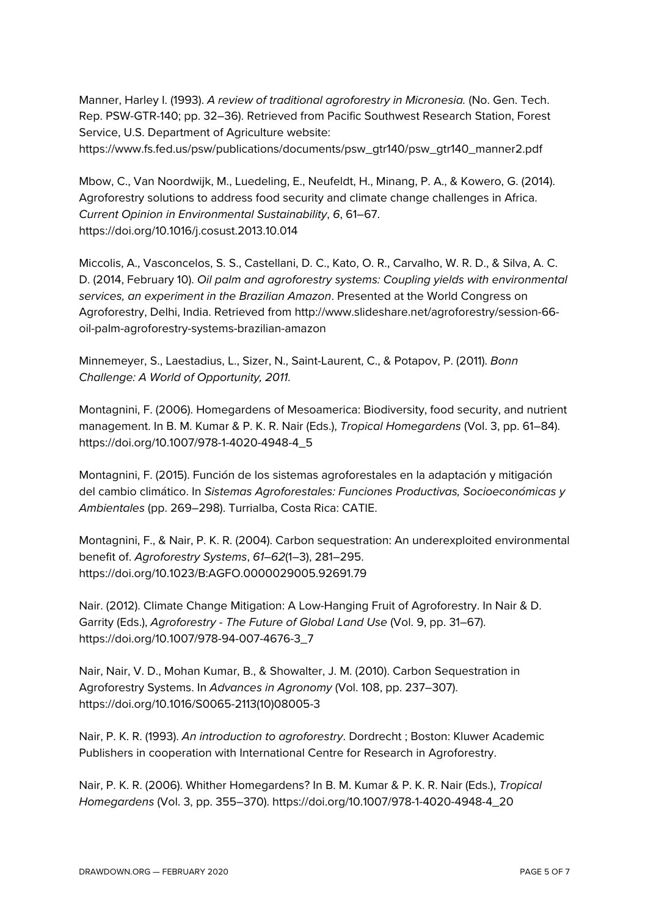Manner, Harley I. (1993). *A review of traditional agroforestry in Micronesia.* (No. Gen. Tech. Rep. PSW-GTR-140; pp. 32–36). Retrieved from Pacific Southwest Research Station, Forest Service, U.S. Department of Agriculture website: https://www.fs.fed.us/psw/publications/documents/psw_gtr140/psw_gtr140_manner2.pdf

Mbow, C., Van Noordwijk, M., Luedeling, E., Neufeldt, H., Minang, P. A., & Kowero, G. (2014). Agroforestry solutions to address food security and climate change challenges in Africa. *Current Opinion in Environmental Sustainability*, *6*, 61–67. https://doi.org/10.1016/j.cosust.2013.10.014

Miccolis, A., Vasconcelos, S. S., Castellani, D. C., Kato, O. R., Carvalho, W. R. D., & Silva, A. C. D. (2014, February 10). *Oil palm and agroforestry systems: Coupling yields with environmental services, an experiment in the Brazilian Amazon*. Presented at the World Congress on Agroforestry, Delhi, India. Retrieved from http://www.slideshare.net/agroforestry/session-66-oil-palm-agroforestry-systems-brazilian-amazon

Minnemeyer, S., Laestadius, L., Sizer, N., Saint-Laurent, C., & Potapov, P. (2011). *Bonn Challenge: A World of Opportunity, 2011*.

Montagnini, F. (2006). Homegardens of Mesoamerica: Biodiversity, food security, and nutrient management. In B. M. Kumar & P. K. R. Nair (Eds.), *Tropical Homegardens* (Vol. 3, pp. 61–84). https://doi.org/10.1007/978-1-4020-4948-4_5

Montagnini, F. (2015). Función de los sistemas agroforestales en la adaptación y mitigación del cambio climático. In *Sistemas Agroforestales: Funciones Productivas, Socioeconómicas y Ambientales* (pp. 269–298). Turrialba, Costa Rica: CATIE.

Montagnini, F., & Nair, P. K. R. (2004). Carbon sequestration: An underexploited environmental benefit of. *Agroforestry Systems*, *61–62*(1–3), 281–295. https://doi.org/10.1023/B:AGFO.0000029005.92691.79

Nair. (2012). Climate Change Mitigation: A Low-Hanging Fruit of Agroforestry. In Nair & D. Garrity (Eds.), *Agroforestry - The Future of Global Land Use* (Vol. 9, pp. 31–67). https://doi.org/10.1007/978-94-007-4676-3_7

Nair, Nair, V. D., Mohan Kumar, B., & Showalter, J. M. (2010). Carbon Sequestration in Agroforestry Systems. In *Advances in Agronomy* (Vol. 108, pp. 237–307). https://doi.org/10.1016/S0065-2113(10)08005-3

Nair, P. K. R. (1993). *An introduction to agroforestry*. Dordrecht ; Boston: Kluwer Academic Publishers in cooperation with International Centre for Research in Agroforestry.

Nair, P. K. R. (2006). Whither Homegardens? In B. M. Kumar & P. K. R. Nair (Eds.), *Tropical Homegardens* (Vol. 3, pp. 355–370). https://doi.org/10.1007/978-1-4020-4948-4_20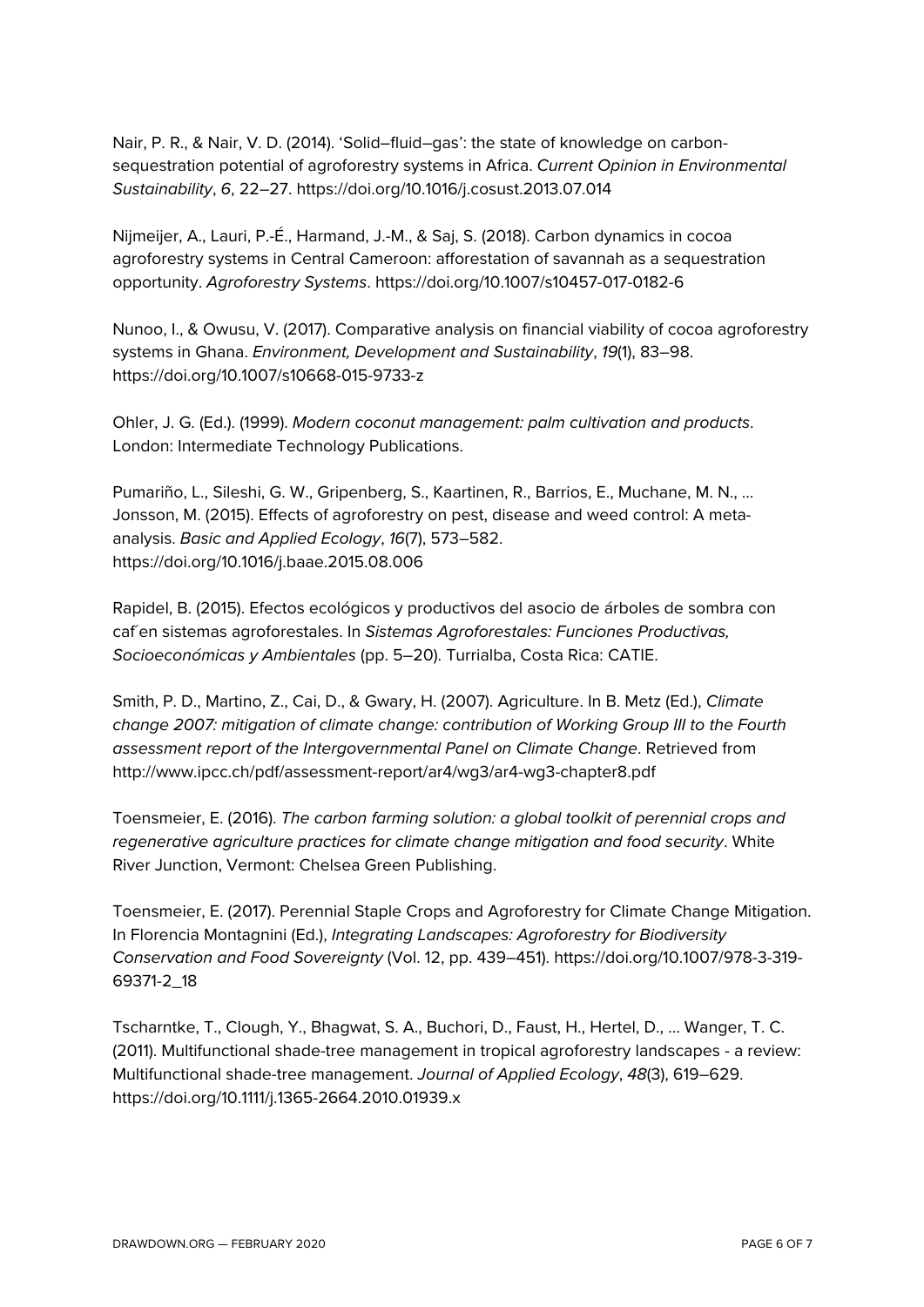Nair, P. R., & Nair, V. D. (2014). 'Solid–fluid–gas': the state of knowledge on carbon-sequestration potential of agroforestry systems in Africa. *Current Opinion in Environmental Sustainability*, *6*, 22–27. https://doi.org/10.1016/j.cosust.2013.07.014

Nijmeijer, A., Lauri, P.-É., Harmand, J.-M., & Saj, S. (2018). Carbon dynamics in cocoa agroforestry systems in Central Cameroon: afforestation of savannah as a sequestration opportunity. *Agroforestry Systems*. https://doi.org/10.1007/s10457-017-0182-6

Nunoo, I., & Owusu, V. (2017). Comparative analysis on financial viability of cocoa agroforestry systems in Ghana. *Environment, Development and Sustainability*, *19*(1), 83–98. https://doi.org/10.1007/s10668-015-9733-z

Ohler, J. G. (Ed.). (1999). *Modern coconut management: palm cultivation and products*. London: Intermediate Technology Publications.

Pumariño, L., Sileshi, G. W., Gripenberg, S., Kaartinen, R., Barrios, E., Muchane, M. N., … Jonsson, M. (2015). Effects of agroforestry on pest, disease and weed control: A meta-analysis. *Basic and Applied Ecology*, *16*(7), 573–582. https://doi.org/10.1016/j.baae.2015.08.006

Rapidel, B. (2015). Efectos ecológicos y productivos del asocio de árboles de sombra con caf́en sistemas agroforestales. In *Sistemas Agroforestales: Funciones Productivas, Socioeconómicas y Ambientales* (pp. 5–20). Turrialba, Costa Rica: CATIE.

Smith, P. D., Martino, Z., Cai, D., & Gwary, H. (2007). Agriculture. In B. Metz (Ed.), *Climate change 2007: mitigation of climate change: contribution of Working Group III to the Fourth assessment report of the Intergovernmental Panel on Climate Change*. Retrieved from http://www.ipcc.ch/pdf/assessment-report/ar4/wg3/ar4-wg3-chapter8.pdf

Toensmeier, E. (2016). *The carbon farming solution: a global toolkit of perennial crops and regenerative agriculture practices for climate change mitigation and food security*. White River Junction, Vermont: Chelsea Green Publishing.

Toensmeier, E. (2017). Perennial Staple Crops and Agroforestry for Climate Change Mitigation. In Florencia Montagnini (Ed.), *Integrating Landscapes: Agroforestry for Biodiversity Conservation and Food Sovereignty* (Vol. 12, pp. 439–451). https://doi.org/10.1007/978-3-319-69371-2_18

Tscharntke, T., Clough, Y., Bhagwat, S. A., Buchori, D., Faust, H., Hertel, D., … Wanger, T. C. (2011). Multifunctional shade-tree management in tropical agroforestry landscapes - a review: Multifunctional shade-tree management. *Journal of Applied Ecology*, *48*(3), 619–629. https://doi.org/10.1111/j.1365-2664.2010.01939.x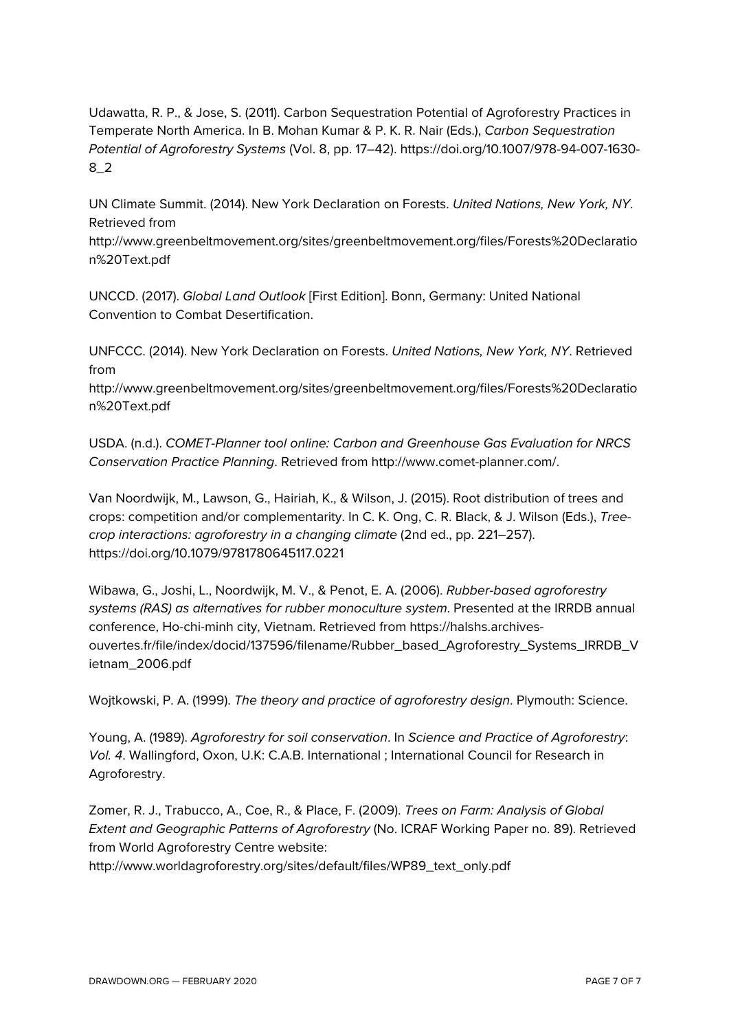Udawatta, R. P., & Jose, S. (2011). Carbon Sequestration Potential of Agroforestry Practices in Temperate North America. In B. Mohan Kumar & P. K. R. Nair (Eds.), *Carbon Sequestration Potential of Agroforestry Systems* (Vol. 8, pp. 17–42). https://doi.org/10.1007/978-94-007-1630-8_2

UN Climate Summit. (2014). New York Declaration on Forests. *United Nations, New York, NY*. Retrieved from http://www.greenbeltmovement.org/sites/greenbeltmovement.org/files/Forests%20Declaration%20Text.pdf

UNCCD. (2017). *Global Land Outlook* [First Edition]. Bonn, Germany: United National Convention to Combat Desertification.

UNFCCC. (2014). New York Declaration on Forests. *United Nations, New York, NY*. Retrieved from http://www.greenbeltmovement.org/sites/greenbeltmovement.org/files/Forests%20Declaration%20Text.pdf

USDA. (n.d.). *COMET-Planner tool online: Carbon and Greenhouse Gas Evaluation for NRCS Conservation Practice Planning*. Retrieved from http://www.comet-planner.com/.

Van Noordwijk, M., Lawson, G., Hairiah, K., & Wilson, J. (2015). Root distribution of trees and crops: competition and/or complementarity. In C. K. Ong, C. R. Black, & J. Wilson (Eds.), *Tree-crop interactions: agroforestry in a changing climate* (2nd ed., pp. 221–257). https://doi.org/10.1079/9781780645117.0221

Wibawa, G., Joshi, L., Noordwijk, M. V., & Penot, E. A. (2006). *Rubber-based agroforestry systems (RAS) as alternatives for rubber monoculture system*. Presented at the IRRDB annual conference, Ho-chi-minh city, Vietnam. Retrieved from https://halshs.archives-ouvertes.fr/file/index/docid/137596/filename/Rubber_based_Agroforestry_Systems_IRRDB_Vietnam_2006.pdf

Wojtkowski, P. A. (1999). *The theory and practice of agroforestry design*. Plymouth: Science.

Young, A. (1989). *Agroforestry for soil conservation*. In *Science and Practice of Agroforestry*: *Vol. 4*. Wallingford, Oxon, U.K: C.A.B. International ; International Council for Research in Agroforestry.

Zomer, R. J., Trabucco, A., Coe, R., & Place, F. (2009). *Trees on Farm: Analysis of Global Extent and Geographic Patterns of Agroforestry* (No. ICRAF Working Paper no. 89). Retrieved from World Agroforestry Centre website: http://www.worldagroforestry.org/sites/default/files/WP89_text_only.pdf